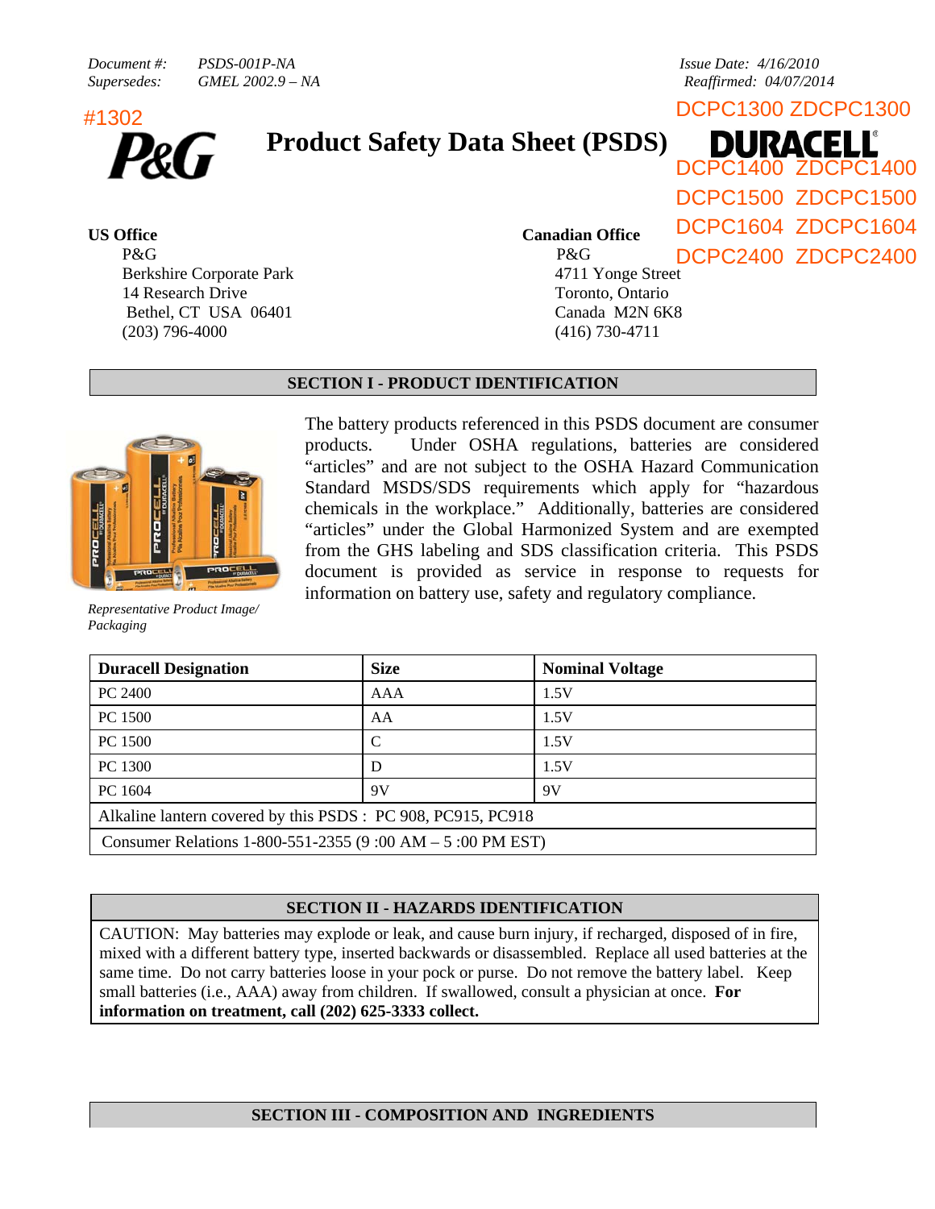*Document #:* *PSDS-001P-NA*
*Supersedes:* *GMEL 2002.9 – NA*

*Issue Date: 4/16/2010*
*Reaffirmed: 04/07/2014*

#1302

P&G

# Product Safety Data Sheet (PSDS)

DURACELL

DCPC1300 ZDCPC1300
DCPC1400 ZDCPC1400
DCPC1500 ZDCPC1500
DCPC1604 ZDCPC1604
DCPC2400 ZDCPC2400

**US Office**
P&G
Berkshire Corporate Park
14 Research Drive
Bethel, CT USA 06401
(203) 796-4000

**Canadian Office**
P&G
4711 Yonge Street
Toronto, Ontario
Canada M2N 6K8
(416) 730-4711

## SECTION I - PRODUCT IDENTIFICATION

*Representative Product Image/ Packaging*

The battery products referenced in this PSDS document are consumer products. Under OSHA regulations, batteries are considered "articles" and are not subject to the OSHA Hazard Communication Standard MSDS/SDS requirements which apply for "hazardous chemicals in the workplace." Additionally, batteries are considered "articles" under the Global Harmonized System and are exempted from the GHS labeling and SDS classification criteria. This PSDS document is provided as service in response to requests for information on battery use, safety and regulatory compliance.

| Duracell Designation | Size | Nominal Voltage |
|---|---|---|
| PC 2400 | AAA | 1.5V |
| PC 1500 | AA | 1.5V |
| PC 1500 | C | 1.5V |
| PC 1300 | D | 1.5V |
| PC 1604 | 9V | 9V |
| Alkaline lantern covered by this PSDS : PC 908, PC915, PC918 | | |
| Consumer Relations 1-800-551-2355 (9 :00 AM – 5 :00 PM EST) | | |

## SECTION II - HAZARDS IDENTIFICATION

CAUTION: May batteries may explode or leak, and cause burn injury, if recharged, disposed of in fire, mixed with a different battery type, inserted backwards or disassembled. Replace all used batteries at the same time. Do not carry batteries loose in your pock or purse. Do not remove the battery label. Keep small batteries (i.e., AAA) away from children. If swallowed, consult a physician at once. **For information on treatment, call (202) 625-3333 collect.**

## SECTION III - COMPOSITION AND INGREDIENTS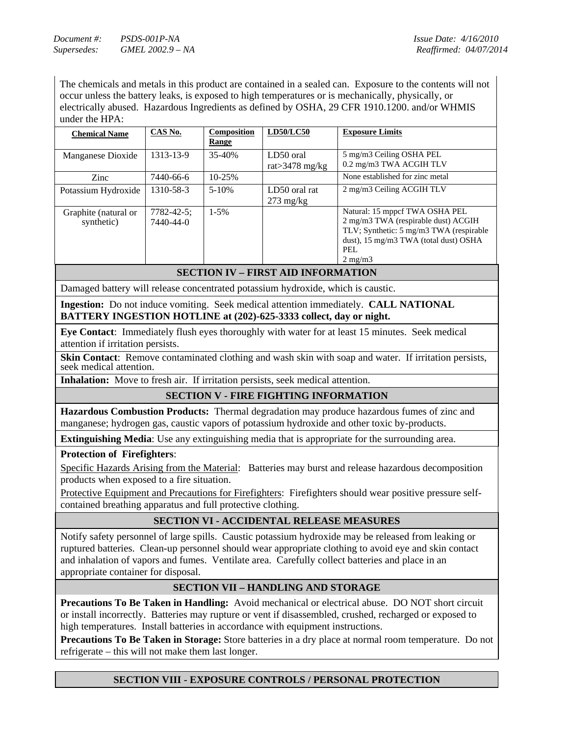The chemicals and metals in this product are contained in a sealed can. Exposure to the contents will not occur unless the battery leaks, is exposed to high temperatures or is mechanically, physically, or electrically abused. Hazardous Ingredients as defined by OSHA, 29 CFR 1910.1200. and/or WHMIS under the HPA:

| Chemical Name | CAS No. | Composition Range | LD50/LC50 | Exposure Limits |
|---|---|---|---|---|
| Manganese Dioxide | 1313-13-9 | 35-40% | LD50 oral rat>3478 mg/kg | 5 mg/m3 Ceiling OSHA PEL<br>0.2 mg/m3 TWA ACGIH TLV |
| Zinc | 7440-66-6 | 10-25% | | None established for zinc metal |
| Potassium Hydroxide | 1310-58-3 | 5-10% | LD50 oral rat 273 mg/kg | 2 mg/m3 Ceiling ACGIH TLV |
| Graphite (natural or synthetic) | 7782-42-5; 7440-44-0 | 1-5% | | Natural: 15 mppcf TWA OSHA PEL<br>2 mg/m3 TWA (respirable dust) ACGIH TLV; Synthetic: 5 mg/m3 TWA (respirable dust), 15 mg/m3 TWA (total dust) OSHA PEL<br>2 mg/m3 |

## SECTION IV – FIRST AID INFORMATION

Damaged battery will release concentrated potassium hydroxide, which is caustic.

**Ingestion:** Do not induce vomiting. Seek medical attention immediately. **CALL NATIONAL BATTERY INGESTION HOTLINE at (202)-625-3333 collect, day or night.**

**Eye Contact**: Immediately flush eyes thoroughly with water for at least 15 minutes. Seek medical attention if irritation persists.

**Skin Contact**: Remove contaminated clothing and wash skin with soap and water. If irritation persists, seek medical attention.

**Inhalation:** Move to fresh air. If irritation persists, seek medical attention.

## SECTION V - FIRE FIGHTING INFORMATION

**Hazardous Combustion Products:** Thermal degradation may produce hazardous fumes of zinc and manganese; hydrogen gas, caustic vapors of potassium hydroxide and other toxic by-products.

**Extinguishing Media**: Use any extinguishing media that is appropriate for the surrounding area.

**Protection of Firefighters**:

Specific Hazards Arising from the Material: Batteries may burst and release hazardous decomposition products when exposed to a fire situation.

Protective Equipment and Precautions for Firefighters: Firefighters should wear positive pressure self-contained breathing apparatus and full protective clothing.

## SECTION VI - ACCIDENTAL RELEASE MEASURES

Notify safety personnel of large spills. Caustic potassium hydroxide may be released from leaking or ruptured batteries. Clean-up personnel should wear appropriate clothing to avoid eye and skin contact and inhalation of vapors and fumes. Ventilate area. Carefully collect batteries and place in an appropriate container for disposal.

## SECTION VII – HANDLING AND STORAGE

**Precautions To Be Taken in Handling:** Avoid mechanical or electrical abuse. DO NOT short circuit or install incorrectly. Batteries may rupture or vent if disassembled, crushed, recharged or exposed to high temperatures. Install batteries in accordance with equipment instructions.

**Precautions To Be Taken in Storage:** Store batteries in a dry place at normal room temperature. Do not refrigerate – this will not make them last longer.

## SECTION VIII - EXPOSURE CONTROLS / PERSONAL PROTECTION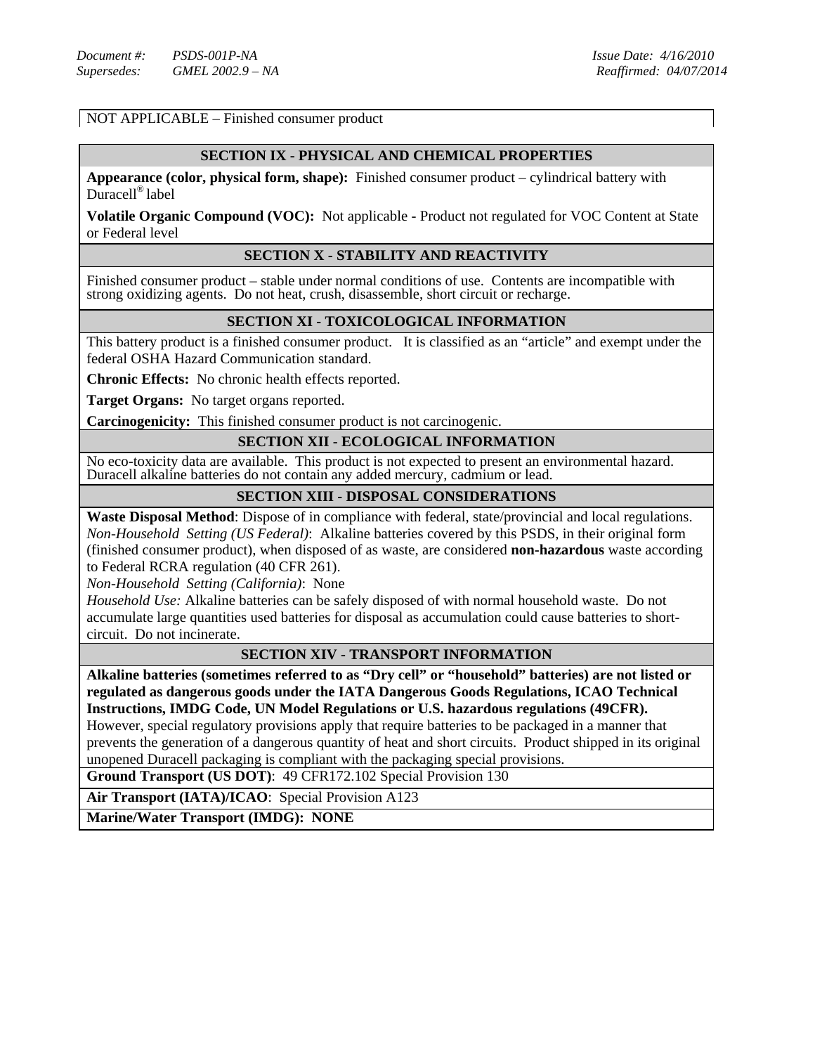NOT APPLICABLE – Finished consumer product

## SECTION IX - PHYSICAL AND CHEMICAL PROPERTIES

**Appearance (color, physical form, shape):** Finished consumer product – cylindrical battery with Duracell® label

**Volatile Organic Compound (VOC):** Not applicable - Product not regulated for VOC Content at State or Federal level

## SECTION X - STABILITY AND REACTIVITY

Finished consumer product – stable under normal conditions of use. Contents are incompatible with strong oxidizing agents. Do not heat, crush, disassemble, short circuit or recharge.

## SECTION XI - TOXICOLOGICAL INFORMATION

This battery product is a finished consumer product. It is classified as an "article" and exempt under the federal OSHA Hazard Communication standard.

**Chronic Effects:** No chronic health effects reported.

**Target Organs:** No target organs reported.

**Carcinogenicity:** This finished consumer product is not carcinogenic.

## SECTION XII - ECOLOGICAL INFORMATION

No eco-toxicity data are available. This product is not expected to present an environmental hazard. Duracell alkaline batteries do not contain any added mercury, cadmium or lead.

## SECTION XIII - DISPOSAL CONSIDERATIONS

**Waste Disposal Method**: Dispose of in compliance with federal, state/provincial and local regulations.
*Non-Household Setting (US Federal)*: Alkaline batteries covered by this PSDS, in their original form (finished consumer product), when disposed of as waste, are considered **non-hazardous** waste according to Federal RCRA regulation (40 CFR 261).
*Non-Household Setting (California)*: None
*Household Use:* Alkaline batteries can be safely disposed of with normal household waste. Do not accumulate large quantities used batteries for disposal as accumulation could cause batteries to short-circuit. Do not incinerate.

## SECTION XIV - TRANSPORT INFORMATION

**Alkaline batteries (sometimes referred to as "Dry cell" or "household" batteries) are not listed or regulated as dangerous goods under the IATA Dangerous Goods Regulations, ICAO Technical Instructions, IMDG Code, UN Model Regulations or U.S. hazardous regulations (49CFR).**
However, special regulatory provisions apply that require batteries to be packaged in a manner that prevents the generation of a dangerous quantity of heat and short circuits. Product shipped in its original unopened Duracell packaging is compliant with the packaging special provisions.

**Ground Transport (US DOT)**: 49 CFR172.102 Special Provision 130

**Air Transport (IATA)/ICAO**: Special Provision A123

**Marine/Water Transport (IMDG): NONE**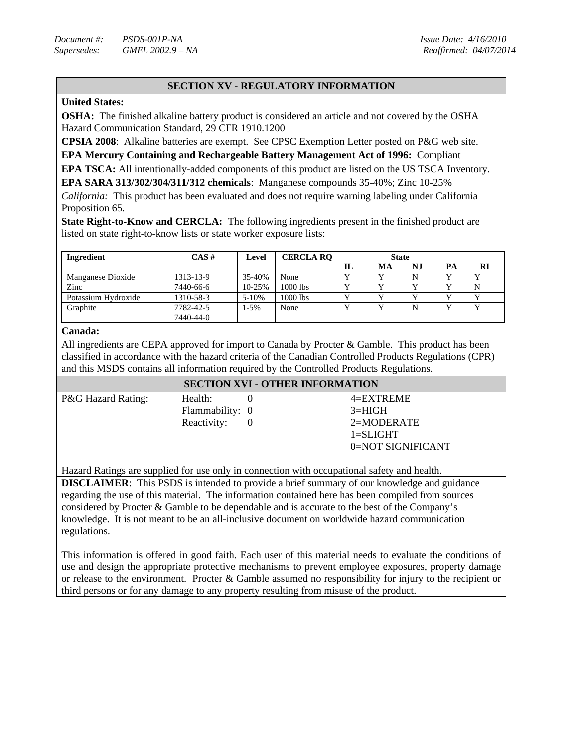## SECTION XV - REGULATORY INFORMATION

**United States:**

**OSHA:** The finished alkaline battery product is considered an article and not covered by the OSHA Hazard Communication Standard, 29 CFR 1910.1200

**CPSIA 2008**: Alkaline batteries are exempt. See CPSC Exemption Letter posted on P&G web site.

**EPA Mercury Containing and Rechargeable Battery Management Act of 1996:** Compliant

**EPA TSCA:** All intentionally-added components of this product are listed on the US TSCA Inventory.

**EPA SARA 313/302/304/311/312 chemicals**: Manganese compounds 35-40%; Zinc 10-25%

*California:* This product has been evaluated and does not require warning labeling under California Proposition 65.

**State Right-to-Know and CERCLA:** The following ingredients present in the finished product are listed on state right-to-know lists or state worker exposure lists:

| Ingredient | CAS # | Level | CERCLA RQ | State | | | | |
|---|---|---|---|---|---|---|---|---|
| | | | | IL | MA | NJ | PA | RI |
| Manganese Dioxide | 1313-13-9 | 35-40% | None | Y | Y | N | Y | Y |
| Zinc | 7440-66-6 | 10-25% | 1000 lbs | Y | Y | Y | Y | N |
| Potassium Hydroxide | 1310-58-3 | 5-10% | 1000 lbs | Y | Y | Y | Y | Y |
| Graphite | 7782-42-5<br>7440-44-0 | 1-5% | None | Y | Y | N | Y | Y |

**Canada:**

All ingredients are CEPA approved for import to Canada by Procter & Gamble. This product has been classified in accordance with the hazard criteria of the Canadian Controlled Products Regulations (CPR) and this MSDS contains all information required by the Controlled Products Regulations.

## SECTION XVI - OTHER INFORMATION

| | | | |
|---|---|---|---|
| P&G Hazard Rating: | Health: | 0 | 4=EXTREME |
| | Flammability: | 0 | 3=HIGH |
| | Reactivity: | 0 | 2=MODERATE |
| | | | 1=SLIGHT |
| | | | 0=NOT SIGNIFICANT |

Hazard Ratings are supplied for use only in connection with occupational safety and health.

**DISCLAIMER**: This PSDS is intended to provide a brief summary of our knowledge and guidance regarding the use of this material. The information contained here has been compiled from sources considered by Procter & Gamble to be dependable and is accurate to the best of the Company's knowledge. It is not meant to be an all-inclusive document on worldwide hazard communication regulations.

This information is offered in good faith. Each user of this material needs to evaluate the conditions of use and design the appropriate protective mechanisms to prevent employee exposures, property damage or release to the environment. Procter & Gamble assumed no responsibility for injury to the recipient or third persons or for any damage to any property resulting from misuse of the product.